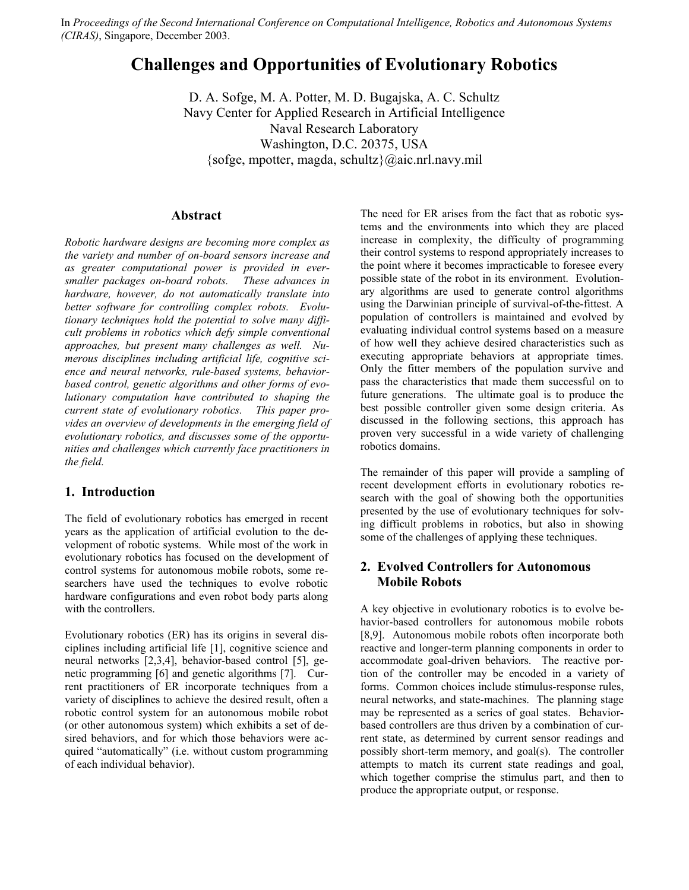In *Proceedings of the Second International Conference on Computational Intelligence, Robotics and Autonomous Systems (CIRAS)*, Singapore, December 2003.

# Challenges and Opportunities of Evolutionary Robotics

D. A. Sofge, M. A. Potter, M. D. Bugajska, A. C. Schultz
Navy Center for Applied Research in Artificial Intelligence
Naval Research Laboratory
Washington, D.C. 20375, USA
{sofge, mpotter, magda, schultz}@aic.nrl.navy.mil

### Abstract

*Robotic hardware designs are becoming more complex as the variety and number of on-board sensors increase and as greater computational power is provided in ever-smaller packages on-board robots. These advances in hardware, however, do not automatically translate into better software for controlling complex robots. Evolutionary techniques hold the potential to solve many difficult problems in robotics which defy simple conventional approaches, but present many challenges as well. Numerous disciplines including artificial life, cognitive science and neural networks, rule-based systems, behavior-based control, genetic algorithms and other forms of evolutionary computation have contributed to shaping the current state of evolutionary robotics. This paper provides an overview of developments in the emerging field of evolutionary robotics, and discusses some of the opportunities and challenges which currently face practitioners in the field.*

## 1. Introduction

The field of evolutionary robotics has emerged in recent years as the application of artificial evolution to the development of robotic systems. While most of the work in evolutionary robotics has focused on the development of control systems for autonomous mobile robots, some researchers have used the techniques to evolve robotic hardware configurations and even robot body parts along with the controllers.

Evolutionary robotics (ER) has its origins in several disciplines including artificial life [1], cognitive science and neural networks [2,3,4], behavior-based control [5], genetic programming [6] and genetic algorithms [7]. Current practitioners of ER incorporate techniques from a variety of disciplines to achieve the desired result, often a robotic control system for an autonomous mobile robot (or other autonomous system) which exhibits a set of desired behaviors, and for which those behaviors were acquired "automatically" (i.e. without custom programming of each individual behavior).

The need for ER arises from the fact that as robotic systems and the environments into which they are placed increase in complexity, the difficulty of programming their control systems to respond appropriately increases to the point where it becomes impracticable to foresee every possible state of the robot in its environment. Evolutionary algorithms are used to generate control algorithms using the Darwinian principle of survival-of-the-fittest. A population of controllers is maintained and evolved by evaluating individual control systems based on a measure of how well they achieve desired characteristics such as executing appropriate behaviors at appropriate times. Only the fitter members of the population survive and pass the characteristics that made them successful on to future generations. The ultimate goal is to produce the best possible controller given some design criteria. As discussed in the following sections, this approach has proven very successful in a wide variety of challenging robotics domains.

The remainder of this paper will provide a sampling of recent development efforts in evolutionary robotics research with the goal of showing both the opportunities presented by the use of evolutionary techniques for solving difficult problems in robotics, but also in showing some of the challenges of applying these techniques.

## 2. Evolved Controllers for Autonomous Mobile Robots

A key objective in evolutionary robotics is to evolve behavior-based controllers for autonomous mobile robots [8,9]. Autonomous mobile robots often incorporate both reactive and longer-term planning components in order to accommodate goal-driven behaviors. The reactive portion of the controller may be encoded in a variety of forms. Common choices include stimulus-response rules, neural networks, and state-machines. The planning stage may be represented as a series of goal states. Behavior-based controllers are thus driven by a combination of current state, as determined by current sensor readings and possibly short-term memory, and goal(s). The controller attempts to match its current state readings and goal, which together comprise the stimulus part, and then to produce the appropriate output, or response.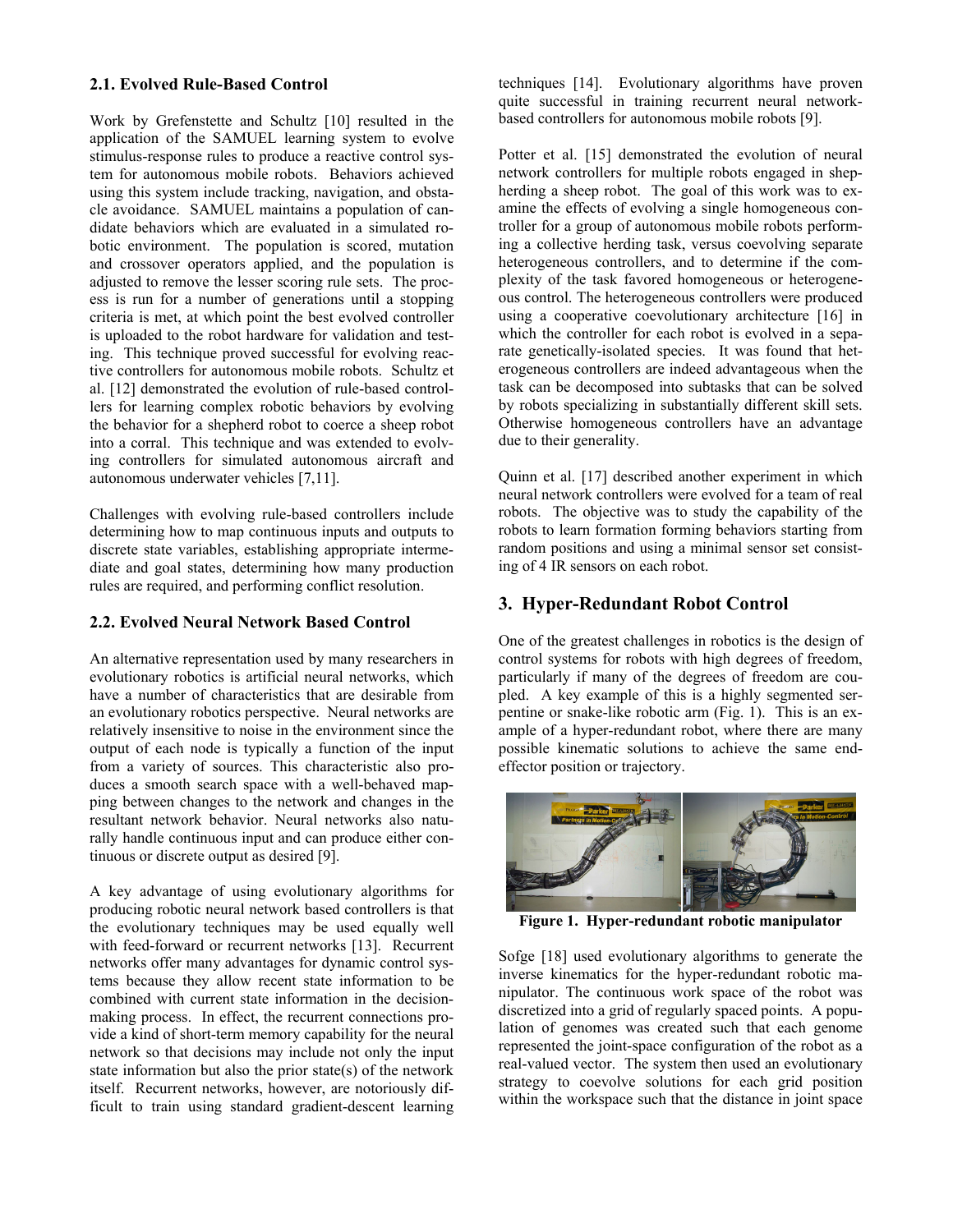### 2.1. Evolved Rule-Based Control

Work by Grefenstette and Schultz [10] resulted in the application of the SAMUEL learning system to evolve stimulus-response rules to produce a reactive control system for autonomous mobile robots. Behaviors achieved using this system include tracking, navigation, and obstacle avoidance. SAMUEL maintains a population of candidate behaviors which are evaluated in a simulated robotic environment. The population is scored, mutation and crossover operators applied, and the population is adjusted to remove the lesser scoring rule sets. The process is run for a number of generations until a stopping criteria is met, at which point the best evolved controller is uploaded to the robot hardware for validation and testing. This technique proved successful for evolving reactive controllers for autonomous mobile robots. Schultz et al. [12] demonstrated the evolution of rule-based controllers for learning complex robotic behaviors by evolving the behavior for a shepherd robot to coerce a sheep robot into a corral. This technique and was extended to evolving controllers for simulated autonomous aircraft and autonomous underwater vehicles [7,11].

Challenges with evolving rule-based controllers include determining how to map continuous inputs and outputs to discrete state variables, establishing appropriate intermediate and goal states, determining how many production rules are required, and performing conflict resolution.

### 2.2. Evolved Neural Network Based Control

An alternative representation used by many researchers in evolutionary robotics is artificial neural networks, which have a number of characteristics that are desirable from an evolutionary robotics perspective. Neural networks are relatively insensitive to noise in the environment since the output of each node is typically a function of the input from a variety of sources. This characteristic also produces a smooth search space with a well-behaved mapping between changes to the network and changes in the resultant network behavior. Neural networks also naturally handle continuous input and can produce either continuous or discrete output as desired [9].

A key advantage of using evolutionary algorithms for producing robotic neural network based controllers is that the evolutionary techniques may be used equally well with feed-forward or recurrent networks [13]. Recurrent networks offer many advantages for dynamic control systems because they allow recent state information to be combined with current state information in the decision-making process. In effect, the recurrent connections provide a kind of short-term memory capability for the neural network so that decisions may include not only the input state information but also the prior state(s) of the network itself. Recurrent networks, however, are notoriously difficult to train using standard gradient-descent learning techniques [14]. Evolutionary algorithms have proven quite successful in training recurrent neural network-based controllers for autonomous mobile robots [9].

Potter et al. [15] demonstrated the evolution of neural network controllers for multiple robots engaged in shepherding a sheep robot. The goal of this work was to examine the effects of evolving a single homogeneous controller for a group of autonomous mobile robots performing a collective herding task, versus coevolving separate heterogeneous controllers, and to determine if the complexity of the task favored homogeneous or heterogeneous control. The heterogeneous controllers were produced using a cooperative coevolutionary architecture [16] in which the controller for each robot is evolved in a separate genetically-isolated species. It was found that heterogeneous controllers are indeed advantageous when the task can be decomposed into subtasks that can be solved by robots specializing in substantially different skill sets. Otherwise homogeneous controllers have an advantage due to their generality.

Quinn et al. [17] described another experiment in which neural network controllers were evolved for a team of real robots. The objective was to study the capability of the robots to learn formation forming behaviors starting from random positions and using a minimal sensor set consisting of 4 IR sensors on each robot.

## 3. Hyper-Redundant Robot Control

One of the greatest challenges in robotics is the design of control systems for robots with high degrees of freedom, particularly if many of the degrees of freedom are coupled. A key example of this is a highly segmented serpentine or snake-like robotic arm (Fig. 1). This is an example of a hyper-redundant robot, where there are many possible kinematic solutions to achieve the same end-effector position or trajectory.

**Figure 1. Hyper-redundant robotic manipulator**

Sofge [18] used evolutionary algorithms to generate the inverse kinematics for the hyper-redundant robotic manipulator. The continuous work space of the robot was discretized into a grid of regularly spaced points. A population of genomes was created such that each genome represented the joint-space configuration of the robot as a real-valued vector. The system then used an evolutionary strategy to coevolve solutions for each grid position within the workspace such that the distance in joint space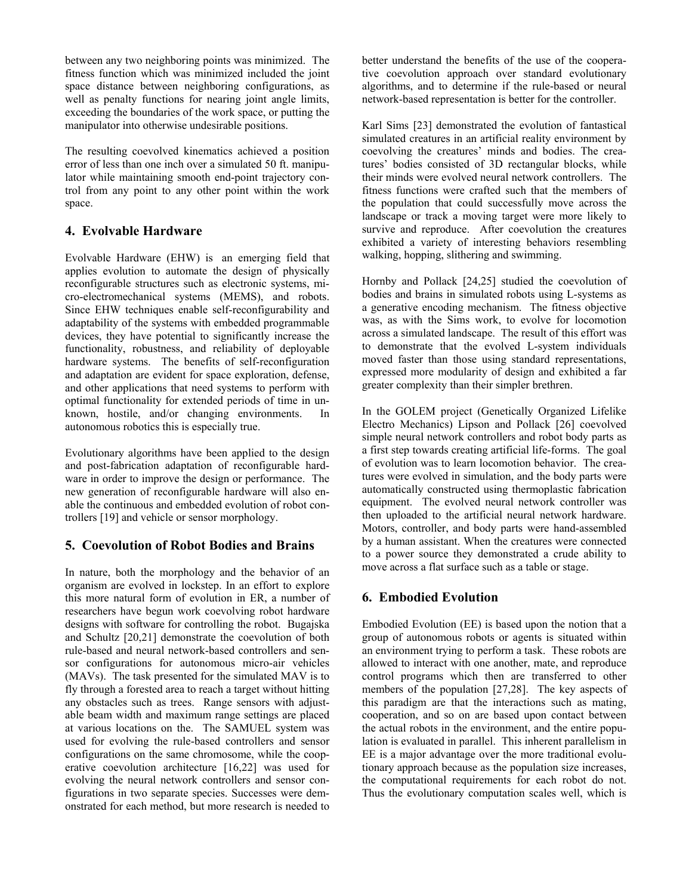between any two neighboring points was minimized. The fitness function which was minimized included the joint space distance between neighboring configurations, as well as penalty functions for nearing joint angle limits, exceeding the boundaries of the work space, or putting the manipulator into otherwise undesirable positions.

The resulting coevolved kinematics achieved a position error of less than one inch over a simulated 50 ft. manipulator while maintaining smooth end-point trajectory control from any point to any other point within the work space.

## 4. Evolvable Hardware

Evolvable Hardware (EHW) is an emerging field that applies evolution to automate the design of physically reconfigurable structures such as electronic systems, micro-electromechanical systems (MEMS), and robots. Since EHW techniques enable self-reconfigurability and adaptability of the systems with embedded programmable devices, they have potential to significantly increase the functionality, robustness, and reliability of deployable hardware systems. The benefits of self-reconfiguration and adaptation are evident for space exploration, defense, and other applications that need systems to perform with optimal functionality for extended periods of time in unknown, hostile, and/or changing environments. In autonomous robotics this is especially true.

Evolutionary algorithms have been applied to the design and post-fabrication adaptation of reconfigurable hardware in order to improve the design or performance. The new generation of reconfigurable hardware will also enable the continuous and embedded evolution of robot controllers [19] and vehicle or sensor morphology.

## 5. Coevolution of Robot Bodies and Brains

In nature, both the morphology and the behavior of an organism are evolved in lockstep. In an effort to explore this more natural form of evolution in ER, a number of researchers have begun work coevolving robot hardware designs with software for controlling the robot. Bugajska and Schultz [20,21] demonstrate the coevolution of both rule-based and neural network-based controllers and sensor configurations for autonomous micro-air vehicles (MAVs). The task presented for the simulated MAV is to fly through a forested area to reach a target without hitting any obstacles such as trees. Range sensors with adjustable beam width and maximum range settings are placed at various locations on the. The SAMUEL system was used for evolving the rule-based controllers and sensor configurations on the same chromosome, while the cooperative coevolution architecture [16,22] was used for evolving the neural network controllers and sensor configurations in two separate species. Successes were demonstrated for each method, but more research is needed to better understand the benefits of the use of the cooperative coevolution approach over standard evolutionary algorithms, and to determine if the rule-based or neural network-based representation is better for the controller.

Karl Sims [23] demonstrated the evolution of fantastical simulated creatures in an artificial reality environment by coevolving the creatures' minds and bodies. The creatures' bodies consisted of 3D rectangular blocks, while their minds were evolved neural network controllers. The fitness functions were crafted such that the members of the population that could successfully move across the landscape or track a moving target were more likely to survive and reproduce. After coevolution the creatures exhibited a variety of interesting behaviors resembling walking, hopping, slithering and swimming.

Hornby and Pollack [24,25] studied the coevolution of bodies and brains in simulated robots using L-systems as a generative encoding mechanism. The fitness objective was, as with the Sims work, to evolve for locomotion across a simulated landscape. The result of this effort was to demonstrate that the evolved L-system individuals moved faster than those using standard representations, expressed more modularity of design and exhibited a far greater complexity than their simpler brethren.

In the GOLEM project (Genetically Organized Lifelike Electro Mechanics) Lipson and Pollack [26] coevolved simple neural network controllers and robot body parts as a first step towards creating artificial life-forms. The goal of evolution was to learn locomotion behavior. The creatures were evolved in simulation, and the body parts were automatically constructed using thermoplastic fabrication equipment. The evolved neural network controller was then uploaded to the artificial neural network hardware. Motors, controller, and body parts were hand-assembled by a human assistant. When the creatures were connected to a power source they demonstrated a crude ability to move across a flat surface such as a table or stage.

## 6. Embodied Evolution

Embodied Evolution (EE) is based upon the notion that a group of autonomous robots or agents is situated within an environment trying to perform a task. These robots are allowed to interact with one another, mate, and reproduce control programs which then are transferred to other members of the population [27,28]. The key aspects of this paradigm are that the interactions such as mating, cooperation, and so on are based upon contact between the actual robots in the environment, and the entire population is evaluated in parallel. This inherent parallelism in EE is a major advantage over the more traditional evolutionary approach because as the population size increases, the computational requirements for each robot do not. Thus the evolutionary computation scales well, which is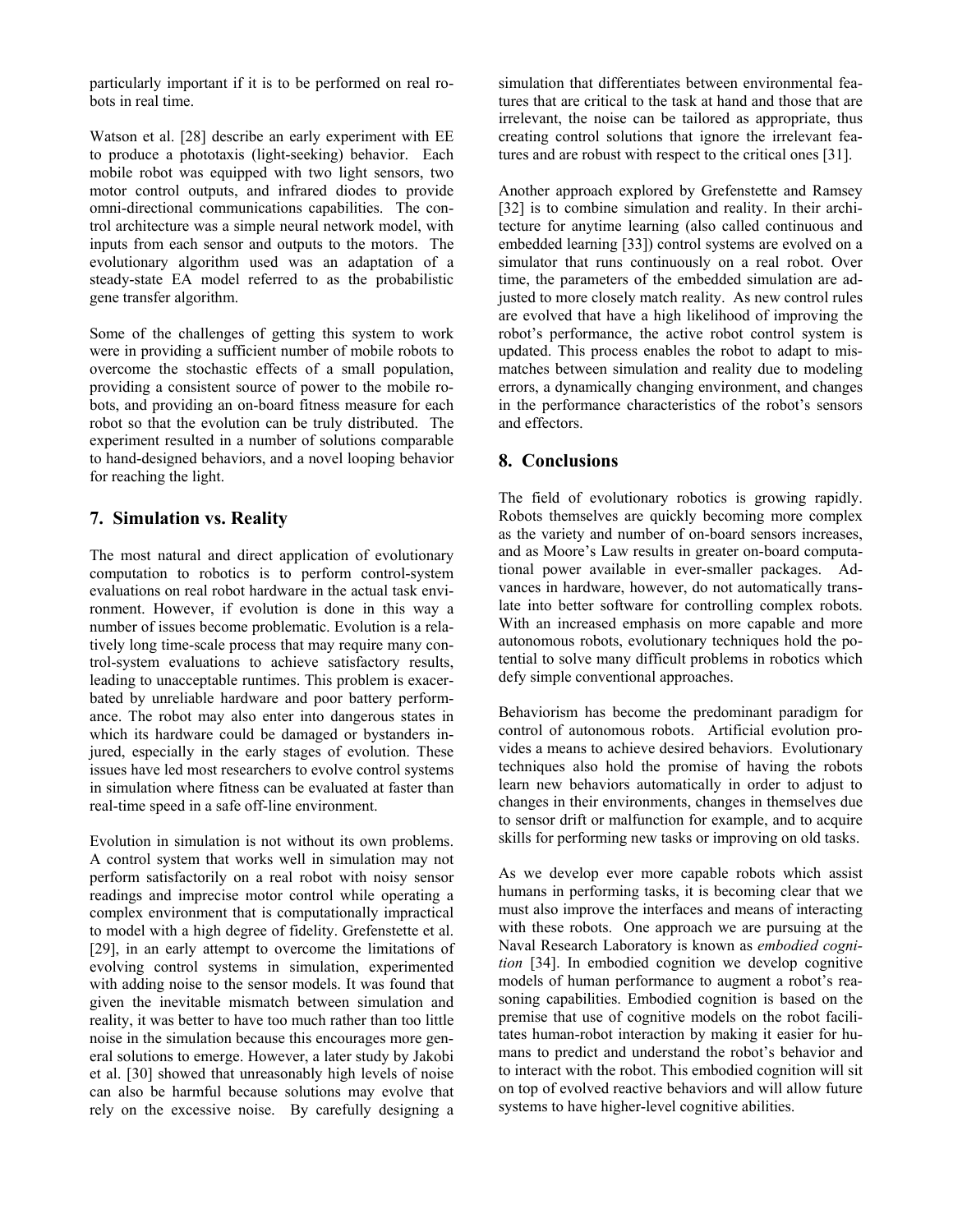particularly important if it is to be performed on real robots in real time.

Watson et al. [28] describe an early experiment with EE to produce a phototaxis (light-seeking) behavior. Each mobile robot was equipped with two light sensors, two motor control outputs, and infrared diodes to provide omni-directional communications capabilities. The control architecture was a simple neural network model, with inputs from each sensor and outputs to the motors. The evolutionary algorithm used was an adaptation of a steady-state EA model referred to as the probabilistic gene transfer algorithm.

Some of the challenges of getting this system to work were in providing a sufficient number of mobile robots to overcome the stochastic effects of a small population, providing a consistent source of power to the mobile robots, and providing an on-board fitness measure for each robot so that the evolution can be truly distributed. The experiment resulted in a number of solutions comparable to hand-designed behaviors, and a novel looping behavior for reaching the light.

## 7. Simulation vs. Reality

The most natural and direct application of evolutionary computation to robotics is to perform control-system evaluations on real robot hardware in the actual task environment. However, if evolution is done in this way a number of issues become problematic. Evolution is a relatively long time-scale process that may require many control-system evaluations to achieve satisfactory results, leading to unacceptable runtimes. This problem is exacerbated by unreliable hardware and poor battery performance. The robot may also enter into dangerous states in which its hardware could be damaged or bystanders injured, especially in the early stages of evolution. These issues have led most researchers to evolve control systems in simulation where fitness can be evaluated at faster than real-time speed in a safe off-line environment.

Evolution in simulation is not without its own problems. A control system that works well in simulation may not perform satisfactorily on a real robot with noisy sensor readings and imprecise motor control while operating a complex environment that is computationally impractical to model with a high degree of fidelity. Grefenstette et al. [29], in an early attempt to overcome the limitations of evolving control systems in simulation, experimented with adding noise to the sensor models. It was found that given the inevitable mismatch between simulation and reality, it was better to have too much rather than too little noise in the simulation because this encourages more general solutions to emerge. However, a later study by Jakobi et al. [30] showed that unreasonably high levels of noise can also be harmful because solutions may evolve that rely on the excessive noise. By carefully designing a simulation that differentiates between environmental features that are critical to the task at hand and those that are irrelevant, the noise can be tailored as appropriate, thus creating control solutions that ignore the irrelevant features and are robust with respect to the critical ones [31].

Another approach explored by Grefenstette and Ramsey [32] is to combine simulation and reality. In their architecture for anytime learning (also called continuous and embedded learning [33]) control systems are evolved on a simulator that runs continuously on a real robot. Over time, the parameters of the embedded simulation are adjusted to more closely match reality. As new control rules are evolved that have a high likelihood of improving the robot's performance, the active robot control system is updated. This process enables the robot to adapt to mismatches between simulation and reality due to modeling errors, a dynamically changing environment, and changes in the performance characteristics of the robot's sensors and effectors.

## 8. Conclusions

The field of evolutionary robotics is growing rapidly. Robots themselves are quickly becoming more complex as the variety and number of on-board sensors increases, and as Moore's Law results in greater on-board computational power available in ever-smaller packages. Advances in hardware, however, do not automatically translate into better software for controlling complex robots. With an increased emphasis on more capable and more autonomous robots, evolutionary techniques hold the potential to solve many difficult problems in robotics which defy simple conventional approaches.

Behaviorism has become the predominant paradigm for control of autonomous robots. Artificial evolution provides a means to achieve desired behaviors. Evolutionary techniques also hold the promise of having the robots learn new behaviors automatically in order to adjust to changes in their environments, changes in themselves due to sensor drift or malfunction for example, and to acquire skills for performing new tasks or improving on old tasks.

As we develop ever more capable robots which assist humans in performing tasks, it is becoming clear that we must also improve the interfaces and means of interacting with these robots. One approach we are pursuing at the Naval Research Laboratory is known as *embodied cognition* [34]. In embodied cognition we develop cognitive models of human performance to augment a robot's reasoning capabilities. Embodied cognition is based on the premise that use of cognitive models on the robot facilitates human-robot interaction by making it easier for humans to predict and understand the robot's behavior and to interact with the robot. This embodied cognition will sit on top of evolved reactive behaviors and will allow future systems to have higher-level cognitive abilities.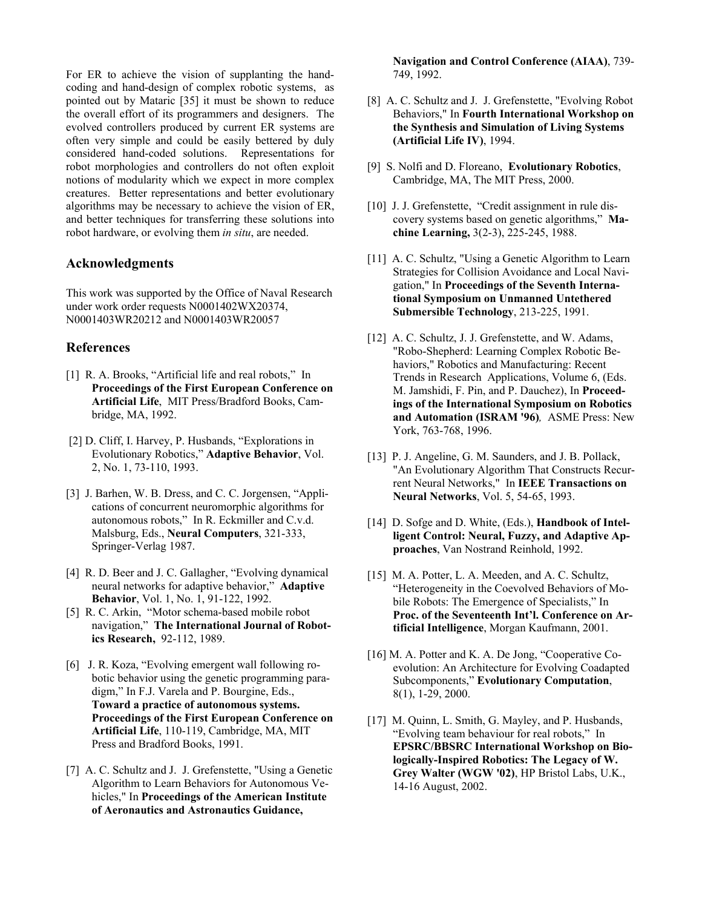For ER to achieve the vision of supplanting the hand-coding and hand-design of complex robotic systems, as pointed out by Mataric [35] it must be shown to reduce the overall effort of its programmers and designers. The evolved controllers produced by current ER systems are often very simple and could be easily bettered by duly considered hand-coded solutions. Representations for robot morphologies and controllers do not often exploit notions of modularity which we expect in more complex creatures. Better representations and better evolutionary algorithms may be necessary to achieve the vision of ER, and better techniques for transferring these solutions into robot hardware, or evolving them *in situ*, are needed.

## Acknowledgments

This work was supported by the Office of Naval Research under work order requests N0001402WX20374, N0001403WR20212 and N0001403WR20057

## References

[1] R. A. Brooks, "Artificial life and real robots," In **Proceedings of the First European Conference on Artificial Life**, MIT Press/Bradford Books, Cambridge, MA, 1992.

[2] D. Cliff, I. Harvey, P. Husbands, "Explorations in Evolutionary Robotics," **Adaptive Behavior**, Vol. 2, No. 1, 73-110, 1993.

[3] J. Barhen, W. B. Dress, and C. C. Jorgensen, "Applications of concurrent neuromorphic algorithms for autonomous robots," In R. Eckmiller and C.v.d. Malsburg, Eds., **Neural Computers**, 321-333, Springer-Verlag 1987.

[4] R. D. Beer and J. C. Gallagher, "Evolving dynamical neural networks for adaptive behavior," **Adaptive Behavior**, Vol. 1, No. 1, 91-122, 1992.

[5] R. C. Arkin, "Motor schema-based mobile robot navigation," **The International Journal of Robotics Research,** 92-112, 1989.

[6] J. R. Koza, "Evolving emergent wall following robotic behavior using the genetic programming paradigm," In F.J. Varela and P. Bourgine, Eds., **Toward a practice of autonomous systems. Proceedings of the First European Conference on Artificial Life**, 110-119, Cambridge, MA, MIT Press and Bradford Books, 1991.

[7] A. C. Schultz and J. J. Grefenstette, "Using a Genetic Algorithm to Learn Behaviors for Autonomous Vehicles," In **Proceedings of the American Institute of Aeronautics and Astronautics Guidance, Navigation and Control Conference (AIAA)**, 739-749, 1992.

[8] A. C. Schultz and J. J. Grefenstette, "Evolving Robot Behaviors," In **Fourth International Workshop on the Synthesis and Simulation of Living Systems (Artificial Life IV)**, 1994.

[9] S. Nolfi and D. Floreano, **Evolutionary Robotics**, Cambridge, MA, The MIT Press, 2000.

[10] J. J. Grefenstette, "Credit assignment in rule discovery systems based on genetic algorithms," **Machine Learning,** 3(2-3), 225-245, 1988.

[11] A. C. Schultz, "Using a Genetic Algorithm to Learn Strategies for Collision Avoidance and Local Navigation," In **Proceedings of the Seventh International Symposium on Unmanned Untethered Submersible Technology**, 213-225, 1991.

[12] A. C. Schultz, J. J. Grefenstette, and W. Adams, "Robo-Shepherd: Learning Complex Robotic Behaviors," Robotics and Manufacturing: Recent Trends in Research Applications, Volume 6, (Eds. M. Jamshidi, F. Pin, and P. Dauchez), In **Proceedings of the International Symposium on Robotics and Automation (ISRAM '96)***,* ASME Press: New York, 763-768, 1996.

[13] P. J. Angeline, G. M. Saunders, and J. B. Pollack, "An Evolutionary Algorithm That Constructs Recurrent Neural Networks," In **IEEE Transactions on Neural Networks**, Vol. 5, 54-65, 1993.

[14] D. Sofge and D. White, (Eds.), **Handbook of Intelligent Control: Neural, Fuzzy, and Adaptive Approaches**, Van Nostrand Reinhold, 1992.

[15] M. A. Potter, L. A. Meeden, and A. C. Schultz, "Heterogeneity in the Coevolved Behaviors of Mobile Robots: The Emergence of Specialists," In **Proc. of the Seventeenth Int'l. Conference on Artificial Intelligence**, Morgan Kaufmann, 2001.

[16] M. A. Potter and K. A. De Jong, "Cooperative Coevolution: An Architecture for Evolving Coadapted Subcomponents," **Evolutionary Computation**, 8(1), 1-29, 2000.

[17] M. Quinn, L. Smith, G. Mayley, and P. Husbands, "Evolving team behaviour for real robots," In **EPSRC/BBSRC International Workshop on Biologically-Inspired Robotics: The Legacy of W. Grey Walter (WGW '02)**, HP Bristol Labs, U.K., 14-16 August, 2002.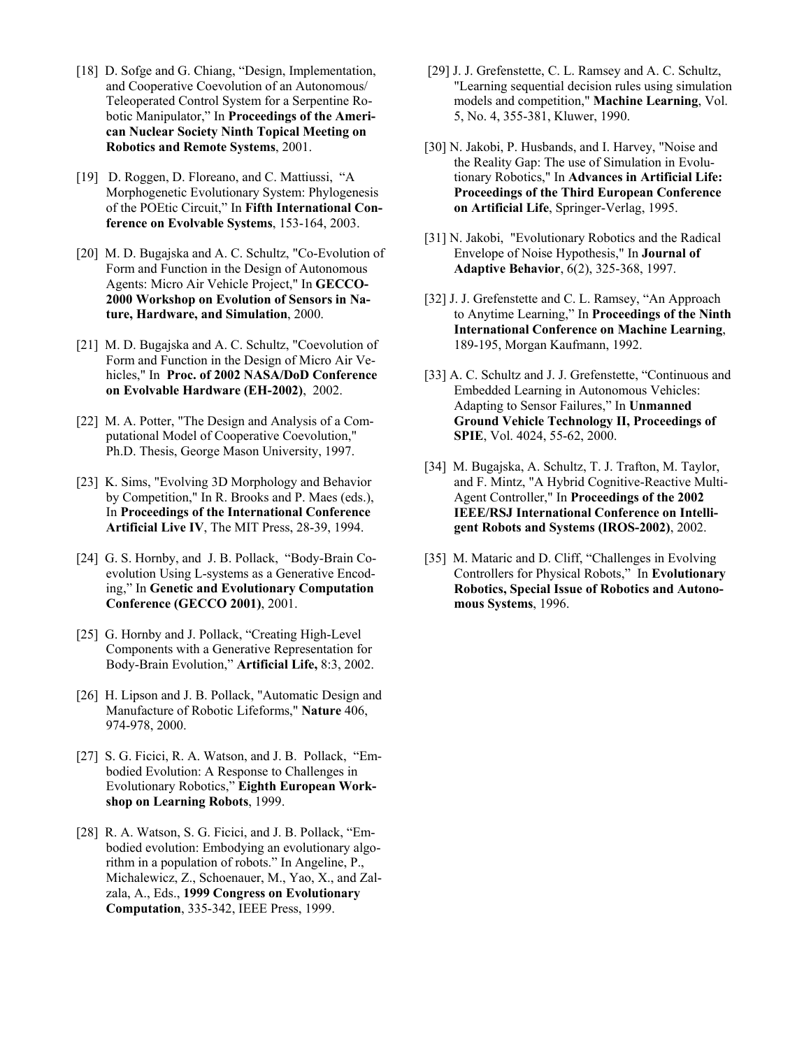[18] D. Sofge and G. Chiang, “Design, Implementation, and Cooperative Coevolution of an Autonomous/ Teleoperated Control System for a Serpentine Robotic Manipulator,” In **Proceedings of the American Nuclear Society Ninth Topical Meeting on Robotics and Remote Systems**, 2001.

[19] D. Roggen, D. Floreano, and C. Mattiussi, “A Morphogenetic Evolutionary System: Phylogenesis of the POEtic Circuit,” In **Fifth International Conference on Evolvable Systems**, 153-164, 2003.

[20] M. D. Bugajska and A. C. Schultz, "Co-Evolution of Form and Function in the Design of Autonomous Agents: Micro Air Vehicle Project," In **GECCO-2000 Workshop on Evolution of Sensors in Nature, Hardware, and Simulation**, 2000.

[21] M. D. Bugajska and A. C. Schultz, "Coevolution of Form and Function in the Design of Micro Air Vehicles," In **Proc. of 2002 NASA/DoD Conference on Evolvable Hardware (EH-2002)**, 2002.

[22] M. A. Potter, "The Design and Analysis of a Computational Model of Cooperative Coevolution," Ph.D. Thesis, George Mason University, 1997.

[23] K. Sims, "Evolving 3D Morphology and Behavior by Competition," In R. Brooks and P. Maes (eds.), In **Proceedings of the International Conference Artificial Live IV**, The MIT Press, 28-39, 1994.

[24] G. S. Hornby, and J. B. Pollack, “Body-Brain Coevolution Using L-systems as a Generative Encoding,” In **Genetic and Evolutionary Computation Conference (GECCO 2001)**, 2001.

[25] G. Hornby and J. Pollack, “Creating High-Level Components with a Generative Representation for Body-Brain Evolution,” **Artificial Life,** 8:3, 2002.

[26] H. Lipson and J. B. Pollack, "Automatic Design and Manufacture of Robotic Lifeforms," **Nature** 406, 974-978, 2000.

[27] S. G. Ficici, R. A. Watson, and J. B. Pollack, “Embodied Evolution: A Response to Challenges in Evolutionary Robotics,” **Eighth European Workshop on Learning Robots**, 1999.

[28] R. A. Watson, S. G. Ficici, and J. B. Pollack, “Embodied evolution: Embodying an evolutionary algorithm in a population of robots.” In Angeline, P., Michalewicz, Z., Schoenauer, M., Yao, X., and Zalzala, A., Eds., **1999 Congress on Evolutionary Computation**, 335-342, IEEE Press, 1999.

[29] J. J. Grefenstette, C. L. Ramsey and A. C. Schultz, "Learning sequential decision rules using simulation models and competition," **Machine Learning**, Vol. 5, No. 4, 355-381, Kluwer, 1990.

[30] N. Jakobi, P. Husbands, and I. Harvey, "Noise and the Reality Gap: The use of Simulation in Evolutionary Robotics," In **Advances in Artificial Life: Proceedings of the Third European Conference on Artificial Life**, Springer-Verlag, 1995.

[31] N. Jakobi, "Evolutionary Robotics and the Radical Envelope of Noise Hypothesis," In **Journal of Adaptive Behavior**, 6(2), 325-368, 1997.

[32] J. J. Grefenstette and C. L. Ramsey, “An Approach to Anytime Learning,” In **Proceedings of the Ninth International Conference on Machine Learning**, 189-195, Morgan Kaufmann, 1992.

[33] A. C. Schultz and J. J. Grefenstette, “Continuous and Embedded Learning in Autonomous Vehicles: Adapting to Sensor Failures,” In **Unmanned Ground Vehicle Technology II, Proceedings of SPIE**, Vol. 4024, 55-62, 2000.

[34] M. Bugajska, A. Schultz, T. J. Trafton, M. Taylor, and F. Mintz, "A Hybrid Cognitive-Reactive Multi-Agent Controller," In **Proceedings of the 2002 IEEE/RSJ International Conference on Intelligent Robots and Systems (IROS-2002)**, 2002.

[35] M. Mataric and D. Cliff, “Challenges in Evolving Controllers for Physical Robots,” In **Evolutionary Robotics, Special Issue of Robotics and Autonomous Systems**, 1996.